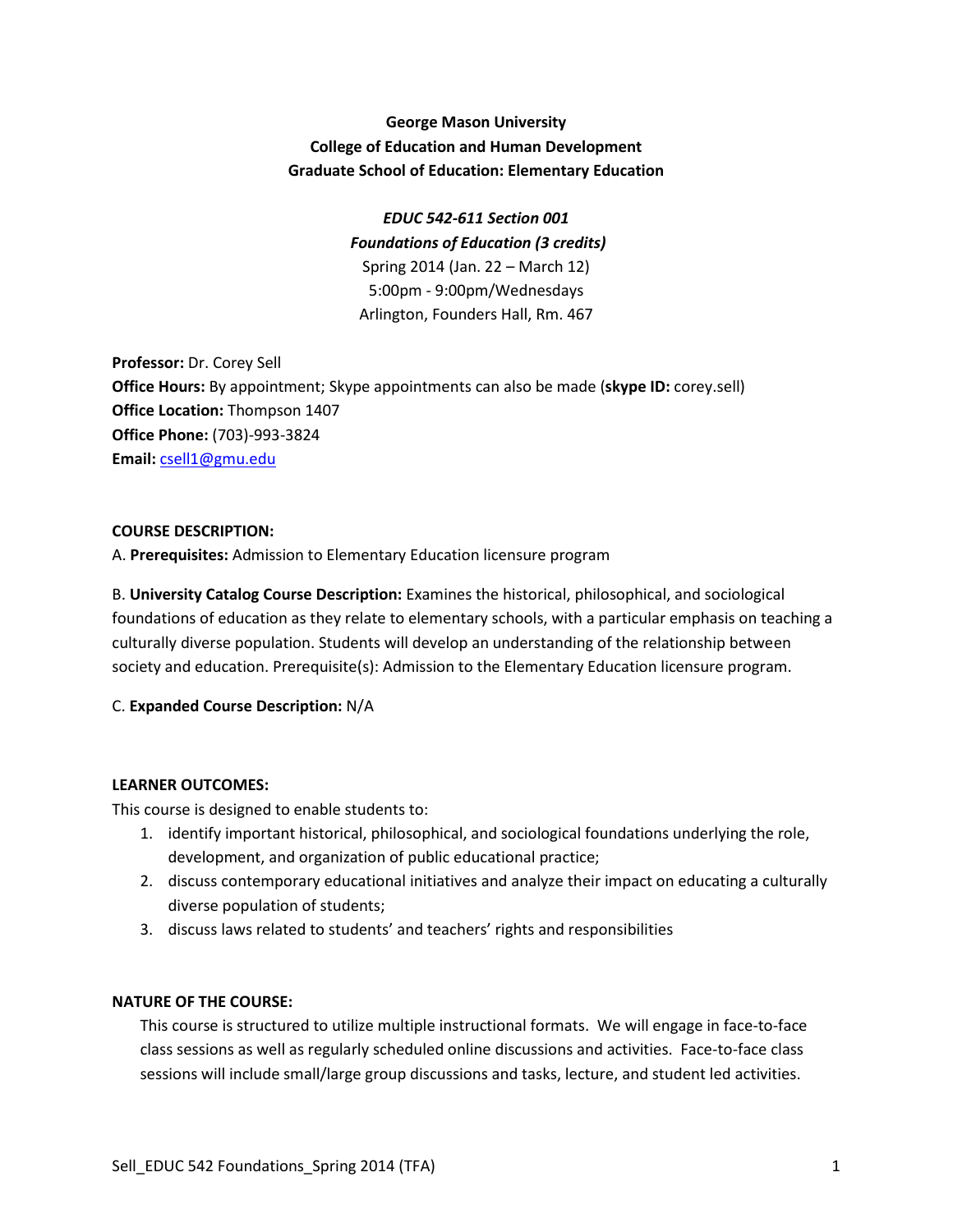**George Mason University**
**College of Education and Human Development**
**Graduate School of Education: Elementary Education**

*EDUC 542-611 Section 001*
*Foundations of Education (3 credits)*
Spring 2014 (Jan. 22 – March 12)
5:00pm - 9:00pm/Wednesdays
Arlington, Founders Hall, Rm. 467

**Professor:** Dr. Corey Sell
**Office Hours:** By appointment; Skype appointments can also be made (**skype ID:** corey.sell)
**Office Location:** Thompson 1407
**Office Phone:** (703)-993-3824
**Email:** csell1@gmu.edu

**COURSE DESCRIPTION:**

A. **Prerequisites:** Admission to Elementary Education licensure program

B. **University Catalog Course Description:** Examines the historical, philosophical, and sociological foundations of education as they relate to elementary schools, with a particular emphasis on teaching a culturally diverse population. Students will develop an understanding of the relationship between society and education. Prerequisite(s): Admission to the Elementary Education licensure program.

C. **Expanded Course Description:** N/A

**LEARNER OUTCOMES:**

This course is designed to enable students to:

1. identify important historical, philosophical, and sociological foundations underlying the role, development, and organization of public educational practice;
2. discuss contemporary educational initiatives and analyze their impact on educating a culturally diverse population of students;
3. discuss laws related to students' and teachers' rights and responsibilities

**NATURE OF THE COURSE:**

This course is structured to utilize multiple instructional formats. We will engage in face-to-face class sessions as well as regularly scheduled online discussions and activities. Face-to-face class sessions will include small/large group discussions and tasks, lecture, and student led activities.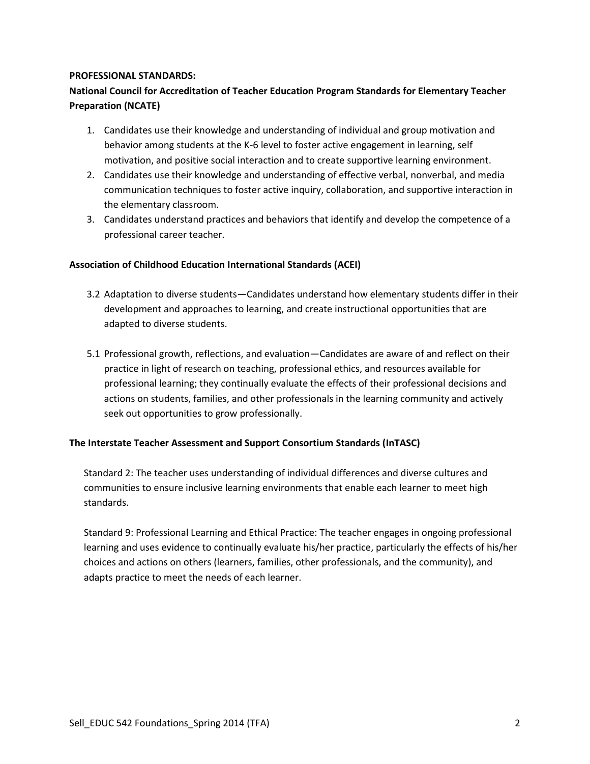**PROFESSIONAL STANDARDS:**

**National Council for Accreditation of Teacher Education Program Standards for Elementary Teacher Preparation (NCATE)**

1. Candidates use their knowledge and understanding of individual and group motivation and behavior among students at the K-6 level to foster active engagement in learning, self motivation, and positive social interaction and to create supportive learning environment.
2. Candidates use their knowledge and understanding of effective verbal, nonverbal, and media communication techniques to foster active inquiry, collaboration, and supportive interaction in the elementary classroom.
3. Candidates understand practices and behaviors that identify and develop the competence of a professional career teacher.

**Association of Childhood Education International Standards (ACEI)**

3.2 Adaptation to diverse students—Candidates understand how elementary students differ in their development and approaches to learning, and create instructional opportunities that are adapted to diverse students.

5.1 Professional growth, reflections, and evaluation—Candidates are aware of and reflect on their practice in light of research on teaching, professional ethics, and resources available for professional learning; they continually evaluate the effects of their professional decisions and actions on students, families, and other professionals in the learning community and actively seek out opportunities to grow professionally.

**The Interstate Teacher Assessment and Support Consortium Standards (InTASC)**

Standard 2: The teacher uses understanding of individual differences and diverse cultures and communities to ensure inclusive learning environments that enable each learner to meet high standards.

Standard 9: Professional Learning and Ethical Practice: The teacher engages in ongoing professional learning and uses evidence to continually evaluate his/her practice, particularly the effects of his/her choices and actions on others (learners, families, other professionals, and the community), and adapts practice to meet the needs of each learner.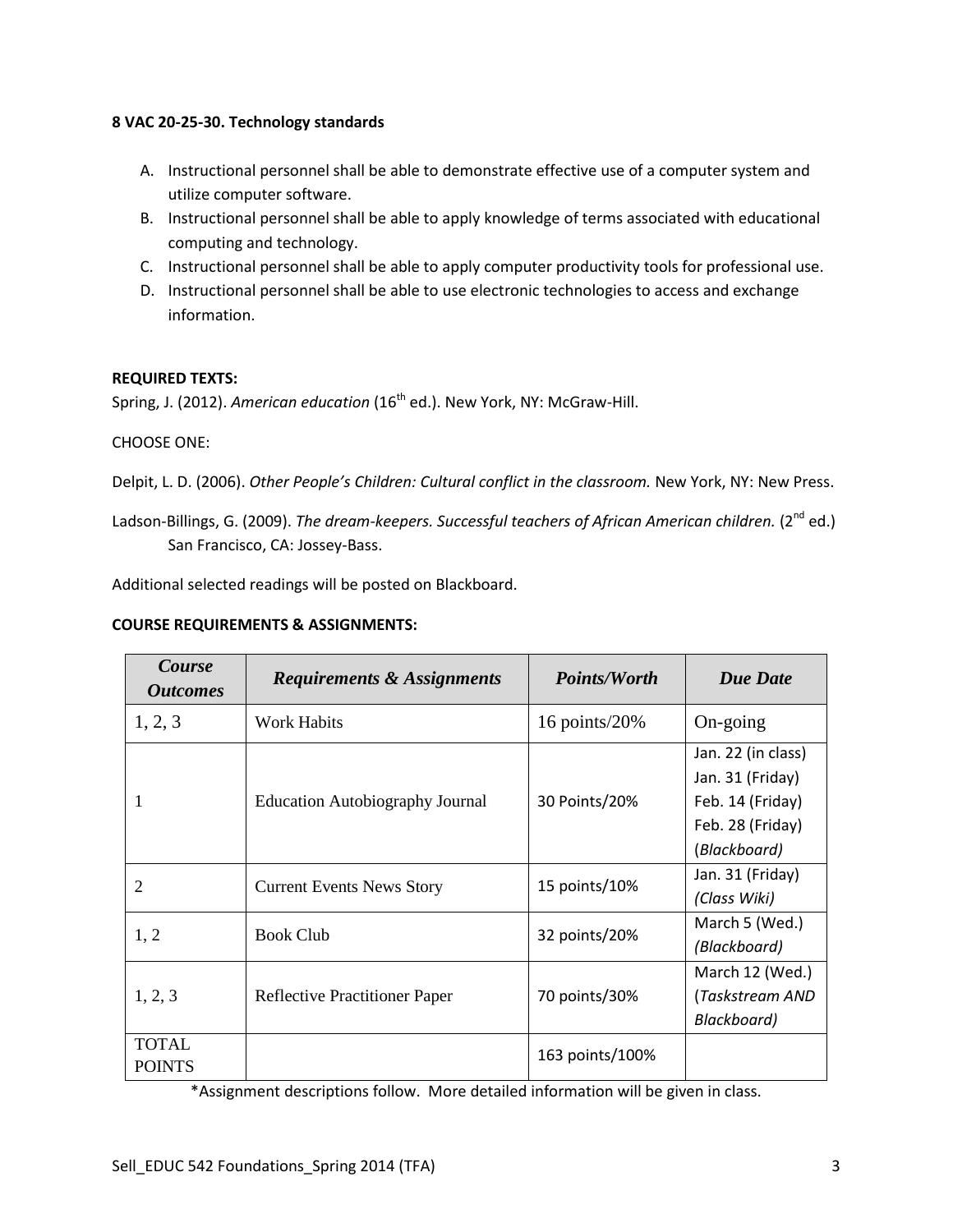**8 VAC 20-25-30. Technology standards**

A. Instructional personnel shall be able to demonstrate effective use of a computer system and utilize computer software.
B. Instructional personnel shall be able to apply knowledge of terms associated with educational computing and technology.
C. Instructional personnel shall be able to apply computer productivity tools for professional use.
D. Instructional personnel shall be able to use electronic technologies to access and exchange information.

**REQUIRED TEXTS:**

Spring, J. (2012). *American education* (16th ed.). New York, NY: McGraw-Hill.

CHOOSE ONE:

Delpit, L. D. (2006). *Other People's Children: Cultural conflict in the classroom.* New York, NY: New Press.

Ladson-Billings, G. (2009). *The dream-keepers. Successful teachers of African American children.* (2nd ed.) San Francisco, CA: Jossey-Bass.

Additional selected readings will be posted on Blackboard.

**COURSE REQUIREMENTS & ASSIGNMENTS:**

| *Course Outcomes* | *Requirements & Assignments* | *Points/Worth* | *Due Date* |
|---|---|---|---|
| 1, 2, 3 | Work Habits | 16 points/20% | On-going |
| 1 | Education Autobiography Journal | 30 Points/20% | Jan. 22 (in class)<br>Jan. 31 (Friday)<br>Feb. 14 (Friday)<br>Feb. 28 (Friday)<br>(*Blackboard*) |
| 2 | Current Events News Story | 15 points/10% | Jan. 31 (Friday)<br>*(Class Wiki)* |
| 1, 2 | Book Club | 32 points/20% | March 5 (Wed.)<br>*(Blackboard)* |
| 1, 2, 3 | Reflective Practitioner Paper | 70 points/30% | March 12 (Wed.)<br>(*Taskstream AND Blackboard)* |
| TOTAL POINTS | | 163 points/100% | |

*Assignment descriptions follow. More detailed information will be given in class.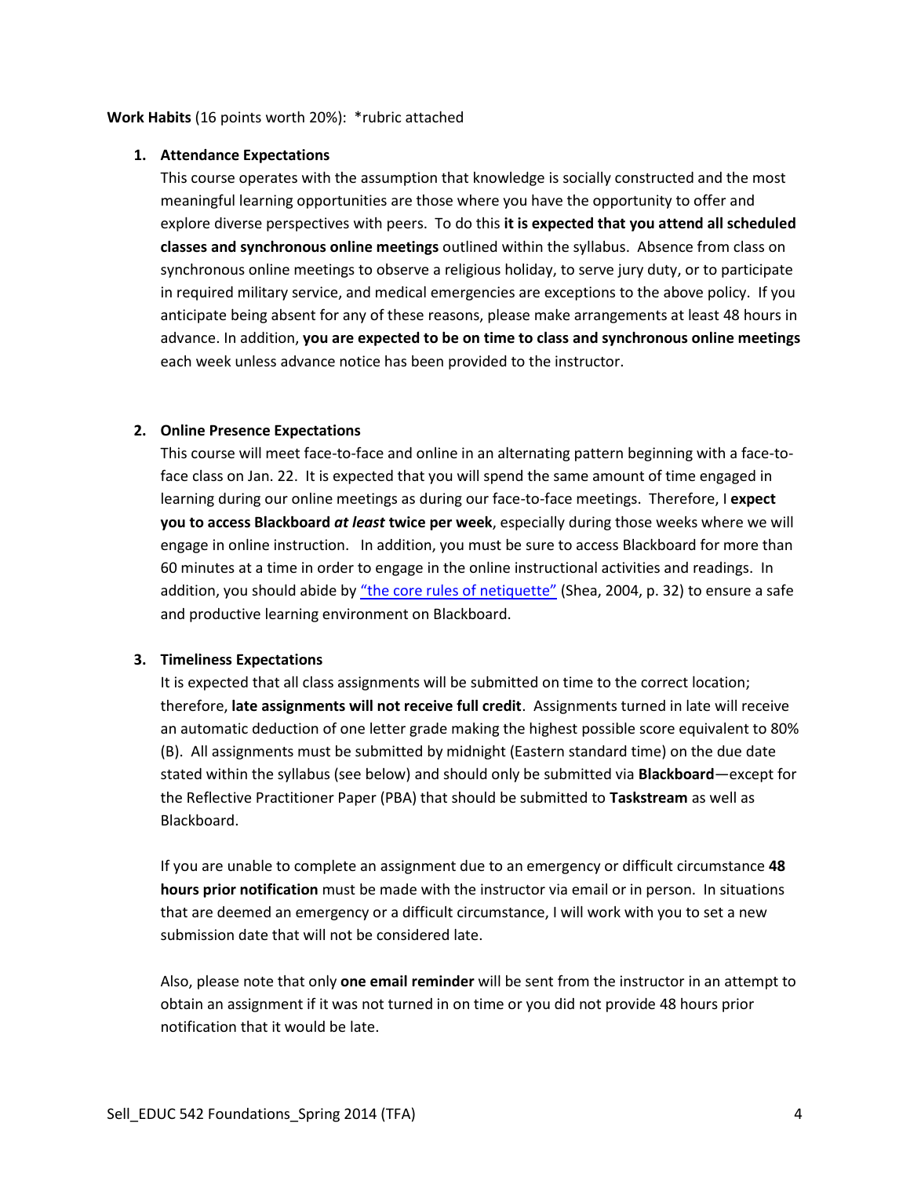**Work Habits** (16 points worth 20%): *rubric attached

1. **Attendance Expectations**
   This course operates with the assumption that knowledge is socially constructed and the most meaningful learning opportunities are those where you have the opportunity to offer and explore diverse perspectives with peers. To do this **it is expected that you attend all scheduled classes and synchronous online meetings** outlined within the syllabus. Absence from class on synchronous online meetings to observe a religious holiday, to serve jury duty, or to participate in required military service, and medical emergencies are exceptions to the above policy. If you anticipate being absent for any of these reasons, please make arrangements at least 48 hours in advance. In addition, **you are expected to be on time to class and synchronous online meetings** each week unless advance notice has been provided to the instructor.

2. **Online Presence Expectations**
   This course will meet face-to-face and online in an alternating pattern beginning with a face-to-face class on Jan. 22. It is expected that you will spend the same amount of time engaged in learning during our online meetings as during our face-to-face meetings. Therefore, I **expect you to access Blackboard *at least* twice per week**, especially during those weeks where we will engage in online instruction. In addition, you must be sure to access Blackboard for more than 60 minutes at a time in order to engage in the online instructional activities and readings. In addition, you should abide by "the core rules of netiquette" (Shea, 2004, p. 32) to ensure a safe and productive learning environment on Blackboard.

3. **Timeliness Expectations**
   It is expected that all class assignments will be submitted on time to the correct location; therefore, **late assignments will not receive full credit**. Assignments turned in late will receive an automatic deduction of one letter grade making the highest possible score equivalent to 80% (B). All assignments must be submitted by midnight (Eastern standard time) on the due date stated within the syllabus (see below) and should only be submitted via **Blackboard**—except for the Reflective Practitioner Paper (PBA) that should be submitted to **Taskstream** as well as Blackboard.

   If you are unable to complete an assignment due to an emergency or difficult circumstance **48 hours prior notification** must be made with the instructor via email or in person. In situations that are deemed an emergency or a difficult circumstance, I will work with you to set a new submission date that will not be considered late.

   Also, please note that only **one email reminder** will be sent from the instructor in an attempt to obtain an assignment if it was not turned in on time or you did not provide 48 hours prior notification that it would be late.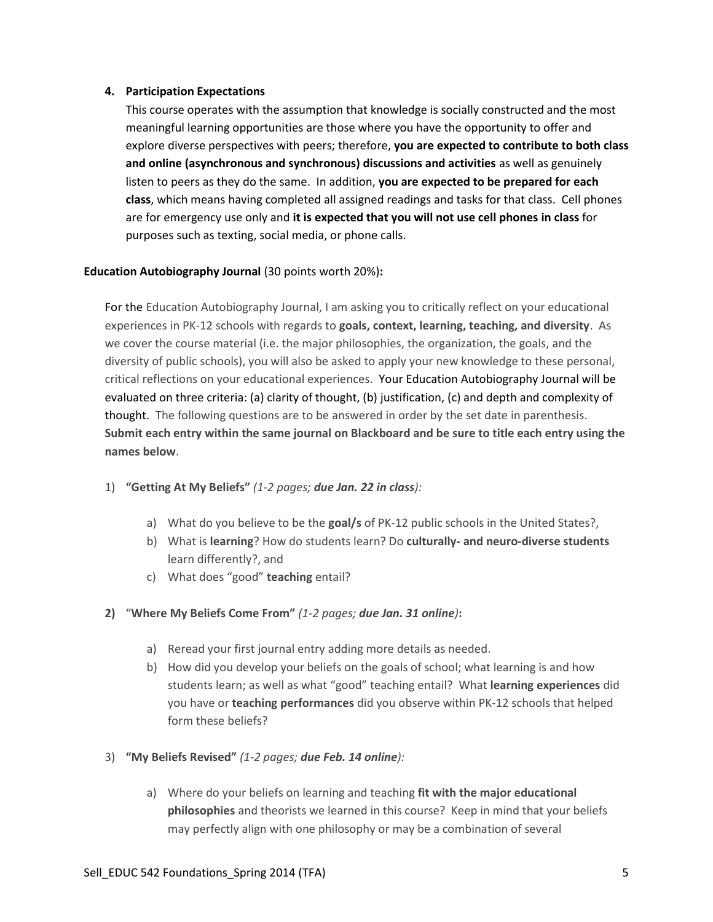4. **Participation Expectations**

   This course operates with the assumption that knowledge is socially constructed and the most meaningful learning opportunities are those where you have the opportunity to offer and explore diverse perspectives with peers; therefore, **you are expected to contribute to both class and online (asynchronous and synchronous) discussions and activities** as well as genuinely listen to peers as they do the same. In addition, **you are expected to be prepared for each class**, which means having completed all assigned readings and tasks for that class. Cell phones are for emergency use only and **it is expected that you will not use cell phones in class** for purposes such as texting, social media, or phone calls.

**Education Autobiography Journal** (30 points worth 20%)**:**

For the Education Autobiography Journal, I am asking you to critically reflect on your educational experiences in PK-12 schools with regards to **goals, context, learning, teaching, and diversity**. As we cover the course material (i.e. the major philosophies, the organization, the goals, and the diversity of public schools), you will also be asked to apply your new knowledge to these personal, critical reflections on your educational experiences. Your Education Autobiography Journal will be evaluated on three criteria: (a) clarity of thought, (b) justification, (c) and depth and complexity of thought. The following questions are to be answered in order by the set date in parenthesis. **Submit each entry within the same journal on Blackboard and be sure to title each entry using the names below**.

1) **"Getting At My Beliefs"** *(1-2 pages; **due Jan. 22 in class**):*

   a) What do you believe to be the **goal/s** of PK-12 public schools in the United States?,
   b) What is **learning**? How do students learn? Do **culturally- and neuro-diverse students** learn differently?, and
   c) What does "good" **teaching** entail?

2) "**Where My Beliefs Come From"** *(1-2 pages; **due Jan. 31 online**)***:**

   a) Reread your first journal entry adding more details as needed.
   b) How did you develop your beliefs on the goals of school; what learning is and how students learn; as well as what "good" teaching entail? What **learning experiences** did you have or **teaching performances** did you observe within PK-12 schools that helped form these beliefs?

3) **"My Beliefs Revised"** *(1-2 pages; **due Feb. 14 online**):*

   a) Where do your beliefs on learning and teaching **fit with the major educational philosophies** and theorists we learned in this course? Keep in mind that your beliefs may perfectly align with one philosophy or may be a combination of several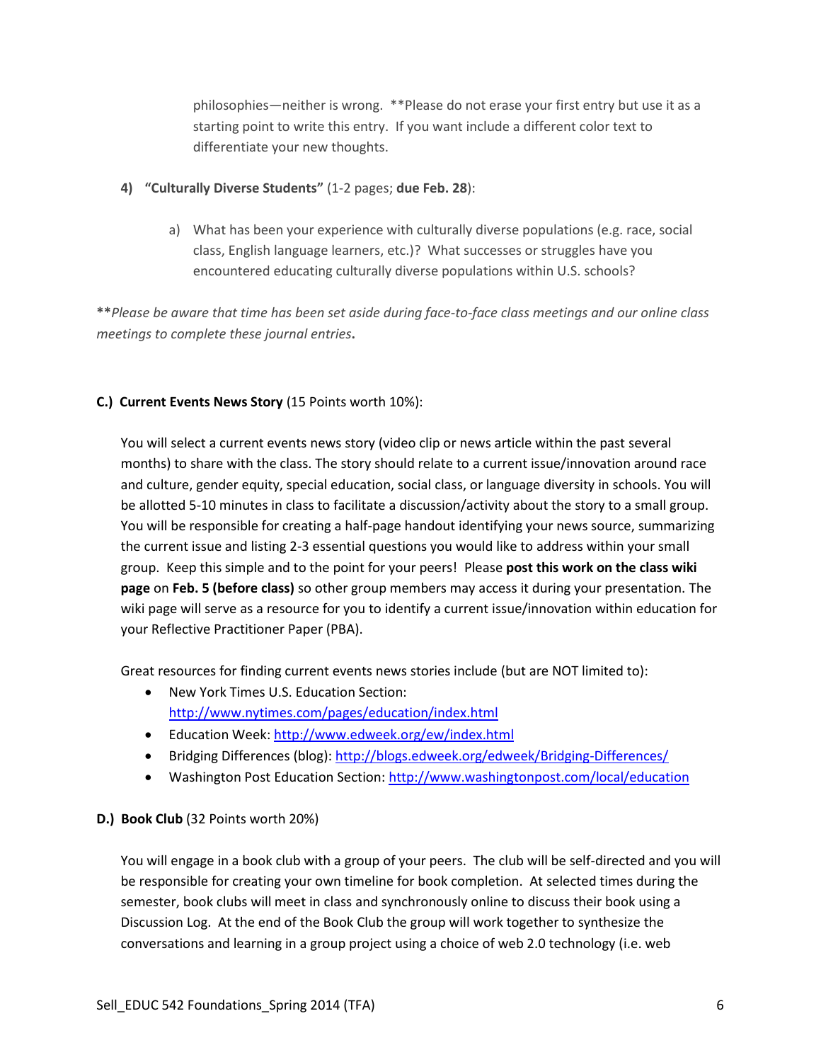philosophies—neither is wrong. **Please do not erase your first entry but use it as a starting point to write this entry. If you want include a different color text to differentiate your new thoughts.

4) **"Culturally Diverse Students"** (1-2 pages; **due Feb. 28**):

   a) What has been your experience with culturally diverse populations (e.g. race, social class, English language learners, etc.)? What successes or struggles have you encountered educating culturally diverse populations within U.S. schools?

***\*Please be aware that time has been set aside during face-to-face class meetings and our online class meetings to complete these journal entries*.**

**C.) Current Events News Story** (15 Points worth 10%):

You will select a current events news story (video clip or news article within the past several months) to share with the class. The story should relate to a current issue/innovation around race and culture, gender equity, special education, social class, or language diversity in schools. You will be allotted 5-10 minutes in class to facilitate a discussion/activity about the story to a small group. You will be responsible for creating a half-page handout identifying your news source, summarizing the current issue and listing 2-3 essential questions you would like to address within your small group. Keep this simple and to the point for your peers! Please **post this work on the class wiki page** on **Feb. 5 (before class)** so other group members may access it during your presentation. The wiki page will serve as a resource for you to identify a current issue/innovation within education for your Reflective Practitioner Paper (PBA).

Great resources for finding current events news stories include (but are NOT limited to):

- New York Times U.S. Education Section: http://www.nytimes.com/pages/education/index.html
- Education Week: http://www.edweek.org/ew/index.html
- Bridging Differences (blog): http://blogs.edweek.org/edweek/Bridging-Differences/
- Washington Post Education Section: http://www.washingtonpost.com/local/education

**D.) Book Club** (32 Points worth 20%)

You will engage in a book club with a group of your peers. The club will be self-directed and you will be responsible for creating your own timeline for book completion. At selected times during the semester, book clubs will meet in class and synchronously online to discuss their book using a Discussion Log. At the end of the Book Club the group will work together to synthesize the conversations and learning in a group project using a choice of web 2.0 technology (i.e. web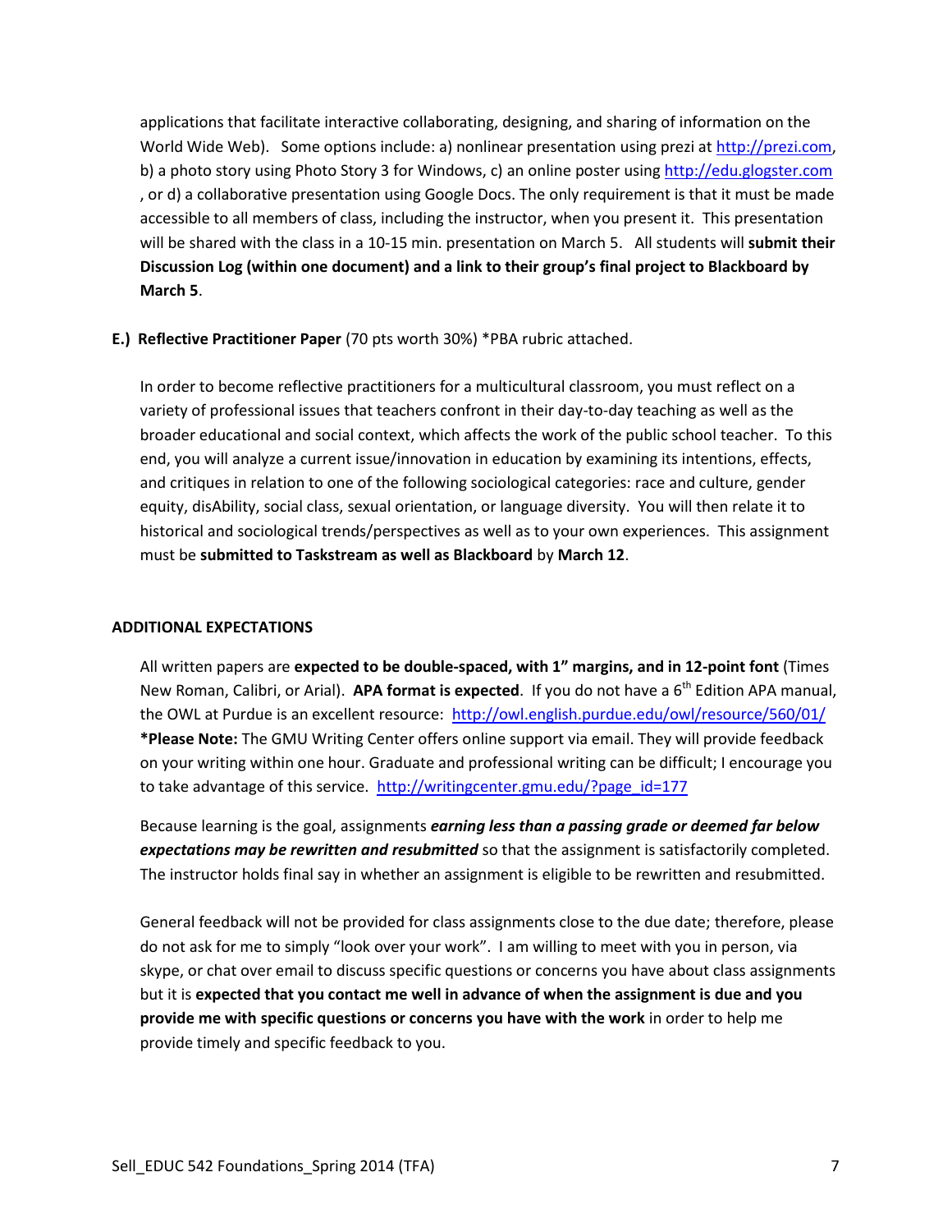applications that facilitate interactive collaborating, designing, and sharing of information on the World Wide Web). Some options include: a) nonlinear presentation using prezi at http://prezi.com, b) a photo story using Photo Story 3 for Windows, c) an online poster using http://edu.glogster.com , or d) a collaborative presentation using Google Docs. The only requirement is that it must be made accessible to all members of class, including the instructor, when you present it. This presentation will be shared with the class in a 10-15 min. presentation on March 5. All students will **submit their Discussion Log (within one document) and a link to their group's final project to Blackboard by March 5**.

**E.) Reflective Practitioner Paper** (70 pts worth 30%) *PBA rubric attached.

In order to become reflective practitioners for a multicultural classroom, you must reflect on a variety of professional issues that teachers confront in their day-to-day teaching as well as the broader educational and social context, which affects the work of the public school teacher. To this end, you will analyze a current issue/innovation in education by examining its intentions, effects, and critiques in relation to one of the following sociological categories: race and culture, gender equity, disAbility, social class, sexual orientation, or language diversity. You will then relate it to historical and sociological trends/perspectives as well as to your own experiences. This assignment must be **submitted to Taskstream as well as Blackboard** by **March 12**.

## ADDITIONAL EXPECTATIONS

All written papers are **expected to be double-spaced, with 1" margins, and in 12-point font** (Times New Roman, Calibri, or Arial). **APA format is expected**. If you do not have a 6th Edition APA manual, the OWL at Purdue is an excellent resource: http://owl.english.purdue.edu/owl/resource/560/01/
***Please Note:** The GMU Writing Center offers online support via email. They will provide feedback on your writing within one hour. Graduate and professional writing can be difficult; I encourage you to take advantage of this service. http://writingcenter.gmu.edu/?page_id=177

Because learning is the goal, assignments ***earning less than a passing grade or deemed far below expectations may be rewritten and resubmitted*** so that the assignment is satisfactorily completed. The instructor holds final say in whether an assignment is eligible to be rewritten and resubmitted.

General feedback will not be provided for class assignments close to the due date; therefore, please do not ask for me to simply "look over your work". I am willing to meet with you in person, via skype, or chat over email to discuss specific questions or concerns you have about class assignments but it is **expected that you contact me well in advance of when the assignment is due and you provide me with specific questions or concerns you have with the work** in order to help me provide timely and specific feedback to you.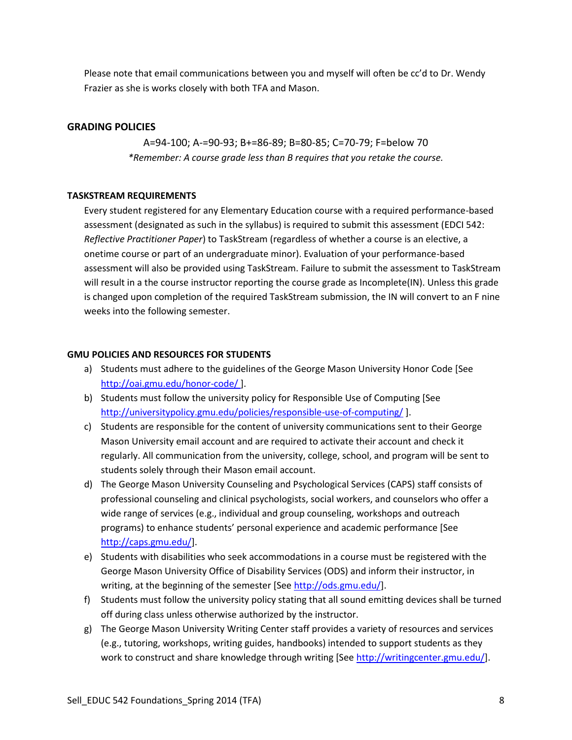Please note that email communications between you and myself will often be cc'd to Dr. Wendy Frazier as she is works closely with both TFA and Mason.

## GRADING POLICIES

A=94-100; A-=90-93; B+=86-89; B=80-85; C=70-79; F=below 70

*\*Remember: A course grade less than B requires that you retake the course.*

### TASKSTREAM REQUIREMENTS

Every student registered for any Elementary Education course with a required performance-based assessment (designated as such in the syllabus) is required to submit this assessment (EDCI 542: *Reflective Practitioner Paper*) to TaskStream (regardless of whether a course is an elective, a onetime course or part of an undergraduate minor). Evaluation of your performance-based assessment will also be provided using TaskStream. Failure to submit the assessment to TaskStream will result in a the course instructor reporting the course grade as Incomplete(IN). Unless this grade is changed upon completion of the required TaskStream submission, the IN will convert to an F nine weeks into the following semester.

### GMU POLICIES AND RESOURCES FOR STUDENTS

a) Students must adhere to the guidelines of the George Mason University Honor Code [See http://oai.gmu.edu/honor-code/ ].
b) Students must follow the university policy for Responsible Use of Computing [See http://universitypolicy.gmu.edu/policies/responsible-use-of-computing/ ].
c) Students are responsible for the content of university communications sent to their George Mason University email account and are required to activate their account and check it regularly. All communication from the university, college, school, and program will be sent to students solely through their Mason email account.
d) The George Mason University Counseling and Psychological Services (CAPS) staff consists of professional counseling and clinical psychologists, social workers, and counselors who offer a wide range of services (e.g., individual and group counseling, workshops and outreach programs) to enhance students' personal experience and academic performance [See http://caps.gmu.edu/].
e) Students with disabilities who seek accommodations in a course must be registered with the George Mason University Office of Disability Services (ODS) and inform their instructor, in writing, at the beginning of the semester [See http://ods.gmu.edu/].
f) Students must follow the university policy stating that all sound emitting devices shall be turned off during class unless otherwise authorized by the instructor.
g) The George Mason University Writing Center staff provides a variety of resources and services (e.g., tutoring, workshops, writing guides, handbooks) intended to support students as they work to construct and share knowledge through writing [See http://writingcenter.gmu.edu/].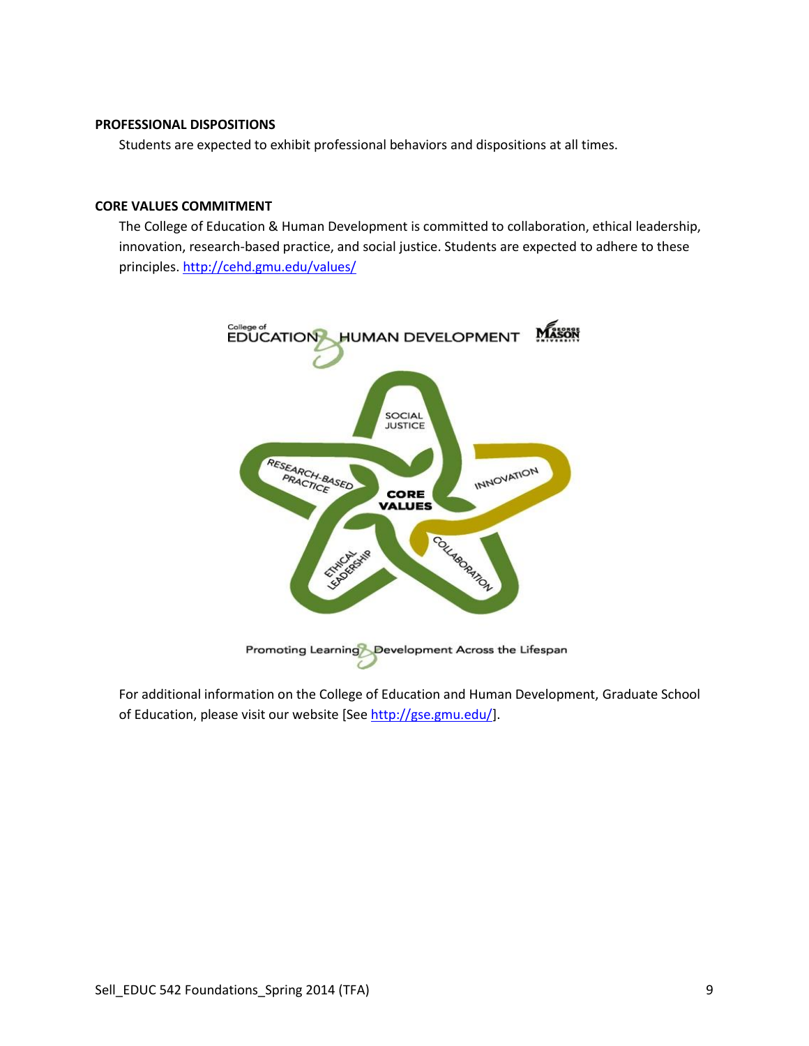**PROFESSIONAL DISPOSITIONS**

Students are expected to exhibit professional behaviors and dispositions at all times.

**CORE VALUES COMMITMENT**

The College of Education & Human Development is committed to collaboration, ethical leadership, innovation, research-based practice, and social justice. Students are expected to adhere to these principles. http://cehd.gmu.edu/values/

For additional information on the College of Education and Human Development, Graduate School of Education, please visit our website [See http://gse.gmu.edu/].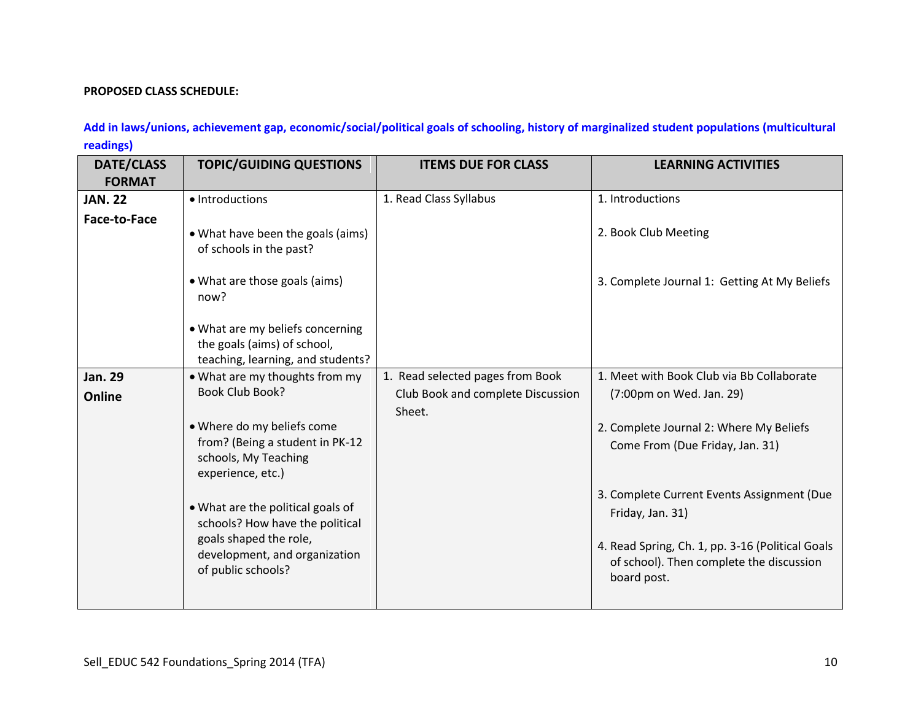**PROPOSED CLASS SCHEDULE:**

**Add in laws/unions, achievement gap, economic/social/political goals of schooling, history of marginalized student populations (multicultural readings)**

| DATE/CLASS FORMAT | TOPIC/GUIDING QUESTIONS | ITEMS DUE FOR CLASS | LEARNING ACTIVITIES |
|---|---|---|---|
| **JAN. 22** **Face-to-Face** | • Introductions<br>• What have been the goals (aims) of schools in the past?<br>• What are those goals (aims) now?<br>• What are my beliefs concerning the goals (aims) of school, teaching, learning, and students? | 1. Read Class Syllabus | 1. Introductions<br>2. Book Club Meeting<br>3. Complete Journal 1: Getting At My Beliefs |
| **Jan. 29** **Online** | • What are my thoughts from my Book Club Book?<br>• Where do my beliefs come from? (Being a student in PK-12 schools, My Teaching experience, etc.)<br>• What are the political goals of schools? How have the political goals shaped the role, development, and organization of public schools? | 1. Read selected pages from Book Club Book and complete Discussion Sheet. | 1. Meet with Book Club via Bb Collaborate (7:00pm on Wed. Jan. 29)<br>2. Complete Journal 2: Where My Beliefs Come From (Due Friday, Jan. 31)<br>3. Complete Current Events Assignment (Due Friday, Jan. 31)<br>4. Read Spring, Ch. 1, pp. 3-16 (Political Goals of school). Then complete the discussion board post. |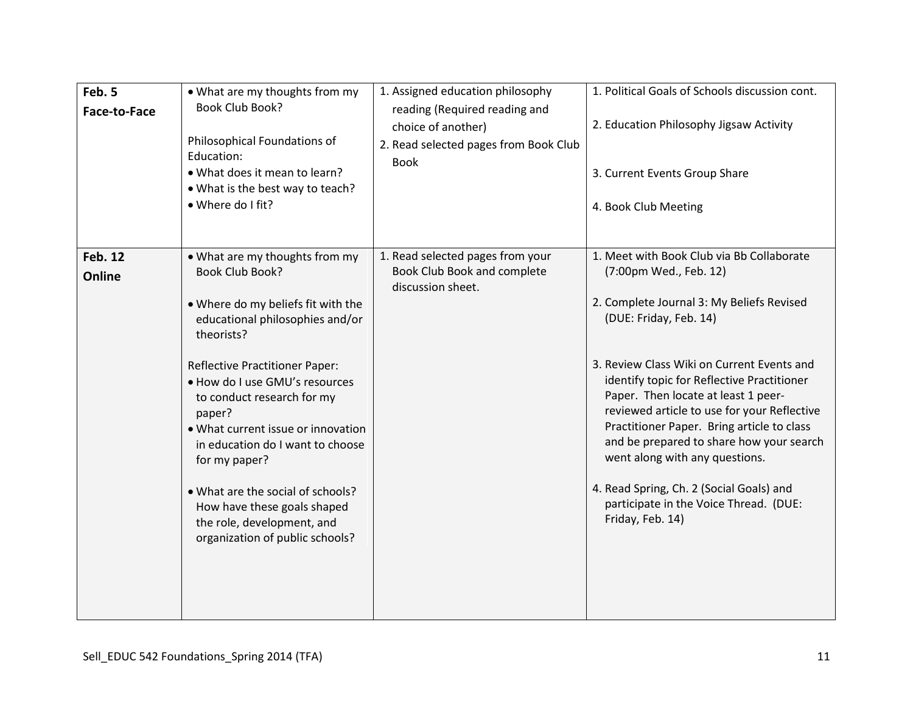| Feb. 5<br>**Face-to-Face** | • What are my thoughts from my Book Club Book?<br><br>Philosophical Foundations of Education:<br>• What does it mean to learn?<br>• What is the best way to teach?<br>• Where do I fit? | 1. Assigned education philosophy reading (Required reading and choice of another)<br>2. Read selected pages from Book Club Book | 1. Political Goals of Schools discussion cont.<br><br>2. Education Philosophy Jigsaw Activity<br><br>3. Current Events Group Share<br><br>4. Book Club Meeting |
|---|---|---|---|
| **Feb. 12**<br>**Online** | • What are my thoughts from my Book Club Book?<br><br>• Where do my beliefs fit with the educational philosophies and/or theorists?<br><br>Reflective Practitioner Paper:<br>• How do I use GMU's resources to conduct research for my paper?<br>• What current issue or innovation in education do I want to choose for my paper?<br><br>• What are the social of schools? How have these goals shaped the role, development, and organization of public schools? | 1. Read selected pages from your Book Club Book and complete discussion sheet. | 1. Meet with Book Club via Bb Collaborate (7:00pm Wed., Feb. 12)<br><br>2. Complete Journal 3: My Beliefs Revised (DUE: Friday, Feb. 14)<br><br>3. Review Class Wiki on Current Events and identify topic for Reflective Practitioner Paper. Then locate at least 1 peer-reviewed article to use for your Reflective Practitioner Paper. Bring article to class and be prepared to share how your search went along with any questions.<br><br>4. Read Spring, Ch. 2 (Social Goals) and participate in the Voice Thread. (DUE: Friday, Feb. 14) |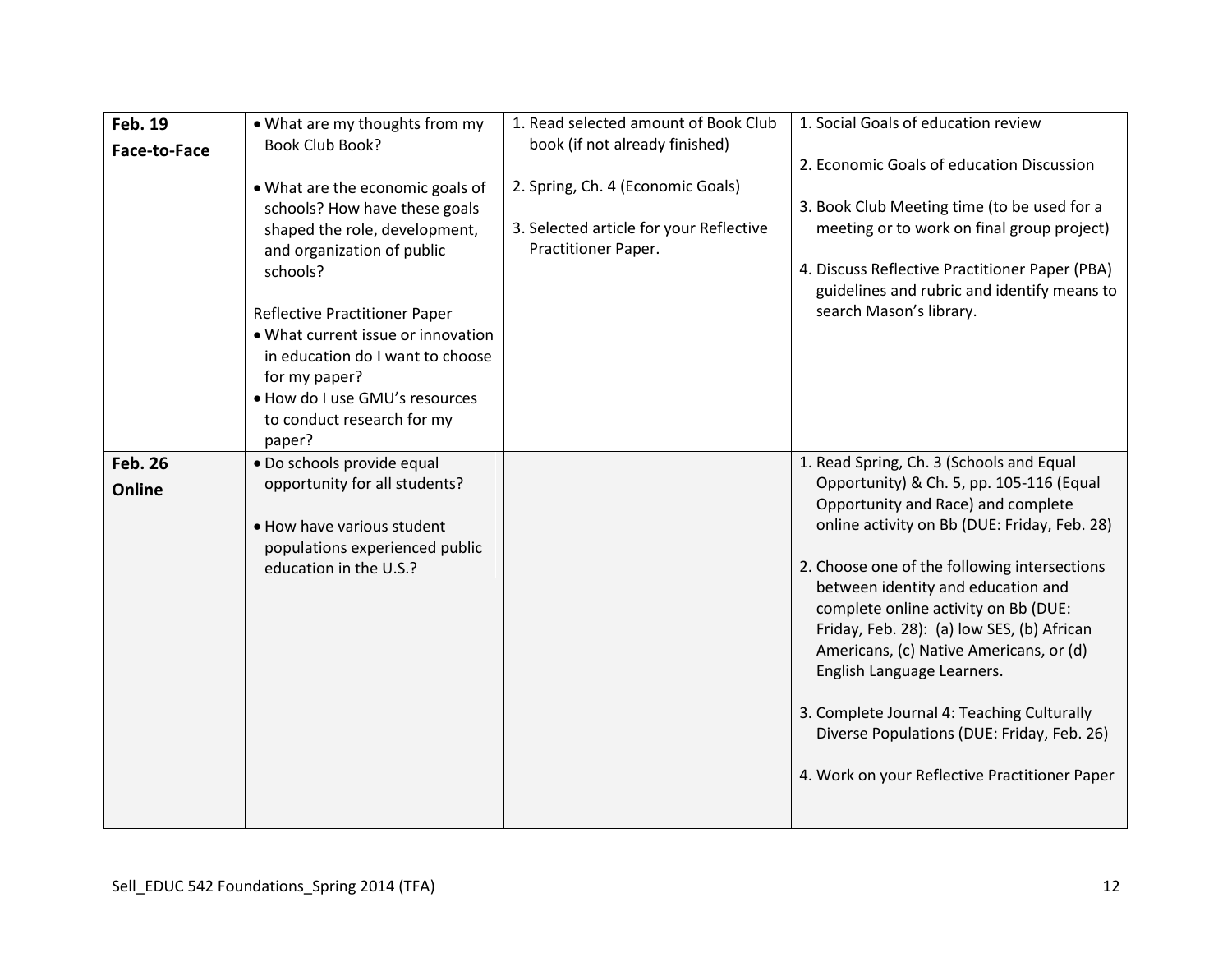| | | | |
|---|---|---|---|
| **Feb. 19**<br>**Face-to-Face** | • What are my thoughts from my Book Club Book?<br><br>• What are the economic goals of schools? How have these goals shaped the role, development, and organization of public schools?<br><br>Reflective Practitioner Paper<br>• What current issue or innovation in education do I want to choose for my paper?<br>• How do I use GMU's resources to conduct research for my paper? | 1. Read selected amount of Book Club book (if not already finished)<br><br>2. Spring, Ch. 4 (Economic Goals)<br><br>3. Selected article for your Reflective Practitioner Paper. | 1. Social Goals of education review<br><br>2. Economic Goals of education Discussion<br><br>3. Book Club Meeting time (to be used for a meeting or to work on final group project)<br><br>4. Discuss Reflective Practitioner Paper (PBA) guidelines and rubric and identify means to search Mason's library. |
| **Feb. 26**<br>**Online** | • Do schools provide equal opportunity for all students?<br><br>• How have various student populations experienced public education in the U.S.? | | 1. Read Spring, Ch. 3 (Schools and Equal Opportunity) & Ch. 5, pp. 105-116 (Equal Opportunity and Race) and complete online activity on Bb (DUE: Friday, Feb. 28)<br><br>2. Choose one of the following intersections between identity and education and complete online activity on Bb (DUE: Friday, Feb. 28): (a) low SES, (b) African Americans, (c) Native Americans, or (d) English Language Learners.<br><br>3. Complete Journal 4: Teaching Culturally Diverse Populations (DUE: Friday, Feb. 26)<br><br>4. Work on your Reflective Practitioner Paper |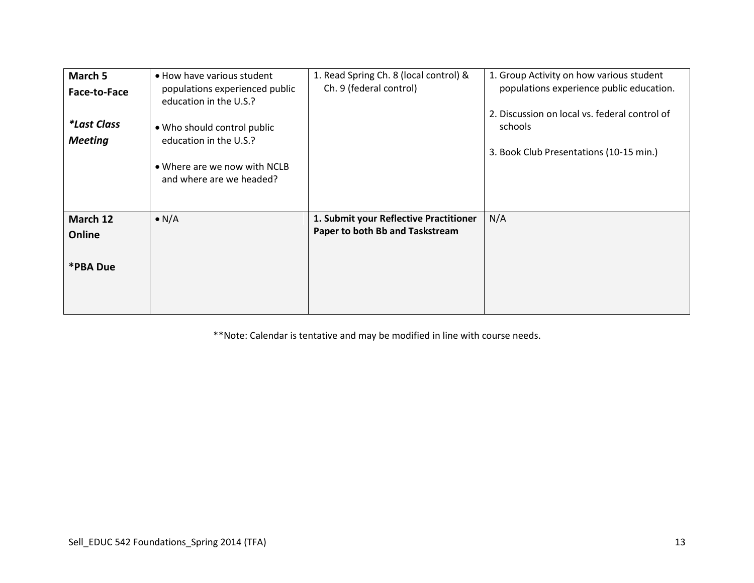| | | | |
|---|---|---|---|
| **March 5**<br>**Face-to-Face**<br><br>***Last Class Meeting*** | • How have various student populations experienced public education in the U.S.?<br><br>• Who should control public education in the U.S.?<br><br>• Where are we now with NCLB and where are we headed? | 1. Read Spring Ch. 8 (local control) & Ch. 9 (federal control) | 1. Group Activity on how various student populations experience public education.<br><br>2. Discussion on local vs. federal control of schools<br><br>3. Book Club Presentations (10-15 min.) |
| **March 12**<br>**Online**<br><br>***PBA Due** | • N/A | **1. Submit your Reflective Practitioner Paper to both Bb and Taskstream** | N/A |

**Note: Calendar is tentative and may be modified in line with course needs.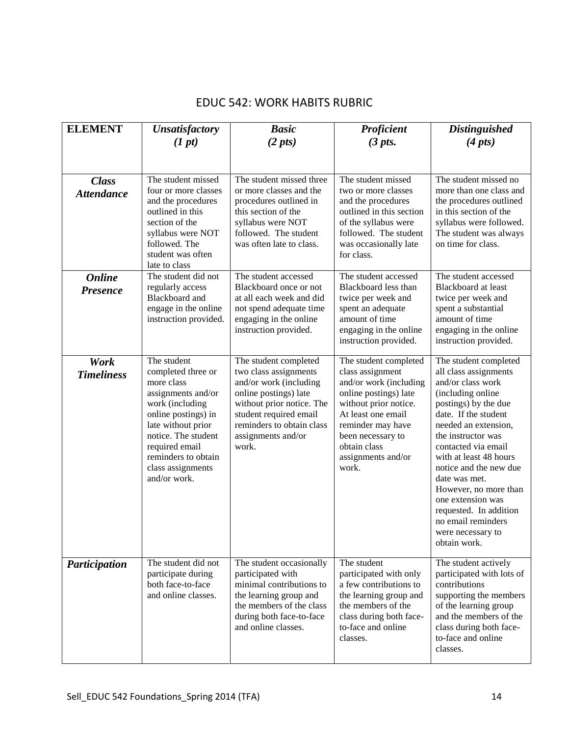# EDUC 542: WORK HABITS RUBRIC

| ELEMENT | *Unsatisfactory (1 pt)* | *Basic (2 pts)* | *Proficient (3 pts.* | *Distinguished (4 pts)* |
|---|---|---|---|---|
| ***Class Attendance*** | The student missed four or more classes and the procedures outlined in this section of the syllabus were NOT followed. The student was often late to class | The student missed three or more classes and the procedures outlined in this section of the syllabus were NOT followed. The student was often late to class. | The student missed two or more classes and the procedures outlined in this section of the syllabus were followed. The student was occasionally late for class. | The student missed no more than one class and the procedures outlined in this section of the syllabus were followed. The student was always on time for class. |
| ***Online Presence*** | The student did not regularly access Blackboard and engage in the online instruction provided. | The student accessed Blackboard once or not at all each week and did not spend adequate time engaging in the online instruction provided. | The student accessed Blackboard less than twice per week and spent an adequate amount of time engaging in the online instruction provided. | The student accessed Blackboard at least twice per week and spent a substantial amount of time engaging in the online instruction provided. |
| ***Work Timeliness*** | The student completed three or more class assignments and/or work (including online postings) in late without prior notice. The student required email reminders to obtain class assignments and/or work. | The student completed two class assignments and/or work (including online postings) late without prior notice. The student required email reminders to obtain class assignments and/or work. | The student completed class assignment and/or work (including online postings) late without prior notice. At least one email reminder may have been necessary to obtain class assignments and/or work. | The student completed all class assignments and/or class work (including online postings) by the due date. If the student needed an extension, the instructor was contacted via email with at least 48 hours notice and the new due date was met. However, no more than one extension was requested. In addition no email reminders were necessary to obtain work. |
| ***Participation*** | The student did not participate during both face-to-face and online classes. | The student occasionally participated with minimal contributions to the learning group and the members of the class during both face-to-face and online classes. | The student participated with only a few contributions to the learning group and the members of the class during both face-to-face and online classes. | The student actively participated with lots of contributions supporting the members of the learning group and the members of the class during both face-to-face and online classes. |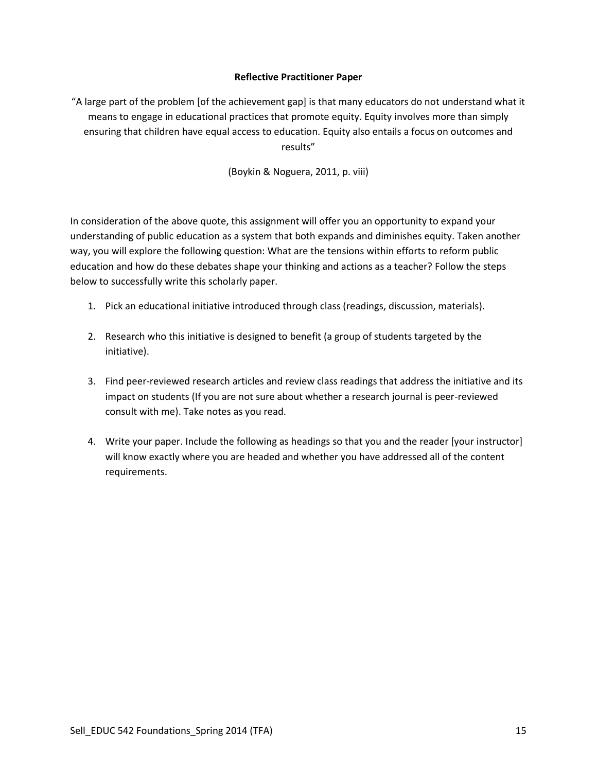## Reflective Practitioner Paper

"A large part of the problem [of the achievement gap] is that many educators do not understand what it means to engage in educational practices that promote equity. Equity involves more than simply ensuring that children have equal access to education. Equity also entails a focus on outcomes and results"

(Boykin & Noguera, 2011, p. viii)

In consideration of the above quote, this assignment will offer you an opportunity to expand your understanding of public education as a system that both expands and diminishes equity. Taken another way, you will explore the following question: What are the tensions within efforts to reform public education and how do these debates shape your thinking and actions as a teacher? Follow the steps below to successfully write this scholarly paper.

1. Pick an educational initiative introduced through class (readings, discussion, materials).

2. Research who this initiative is designed to benefit (a group of students targeted by the initiative).

3. Find peer-reviewed research articles and review class readings that address the initiative and its impact on students (If you are not sure about whether a research journal is peer-reviewed consult with me). Take notes as you read.

4. Write your paper. Include the following as headings so that you and the reader [your instructor] will know exactly where you are headed and whether you have addressed all of the content requirements.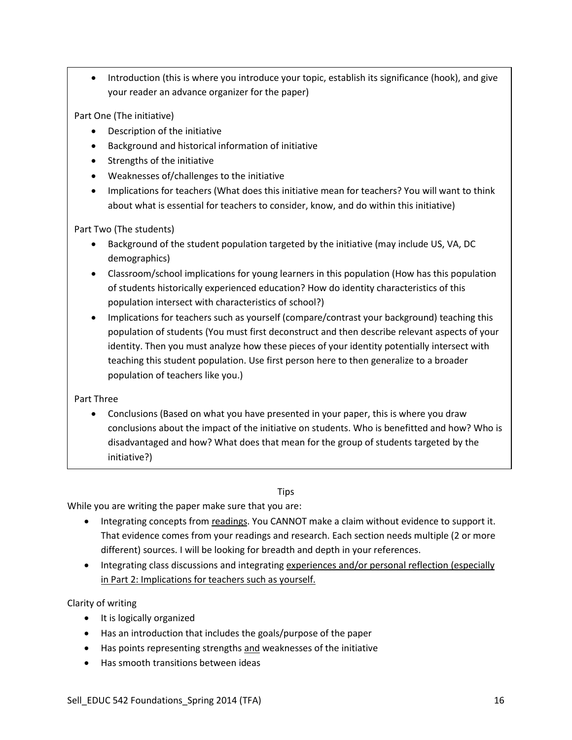- Introduction (this is where you introduce your topic, establish its significance (hook), and give your reader an advance organizer for the paper)

Part One (The initiative)

- Description of the initiative
- Background and historical information of initiative
- Strengths of the initiative
- Weaknesses of/challenges to the initiative
- Implications for teachers (What does this initiative mean for teachers? You will want to think about what is essential for teachers to consider, know, and do within this initiative)

Part Two (The students)

- Background of the student population targeted by the initiative (may include US, VA, DC demographics)
- Classroom/school implications for young learners in this population (How has this population of students historically experienced education? How do identity characteristics of this population intersect with characteristics of school?)
- Implications for teachers such as yourself (compare/contrast your background) teaching this population of students (You must first deconstruct and then describe relevant aspects of your identity. Then you must analyze how these pieces of your identity potentially intersect with teaching this student population. Use first person here to then generalize to a broader population of teachers like you.)

Part Three

- Conclusions (Based on what you have presented in your paper, this is where you draw conclusions about the impact of the initiative on students. Who is benefitted and how? Who is disadvantaged and how? What does that mean for the group of students targeted by the initiative?)

Tips

While you are writing the paper make sure that you are:

- Integrating concepts from <u>readings</u>. You CANNOT make a claim without evidence to support it. That evidence comes from your readings and research. Each section needs multiple (2 or more different) sources. I will be looking for breadth and depth in your references.
- Integrating class discussions and integrating <u>experiences and/or personal reflection (especially in Part 2: Implications for teachers such as yourself.</u>

Clarity of writing

- It is logically organized
- Has an introduction that includes the goals/purpose of the paper
- Has points representing strengths <u>and</u> weaknesses of the initiative
- Has smooth transitions between ideas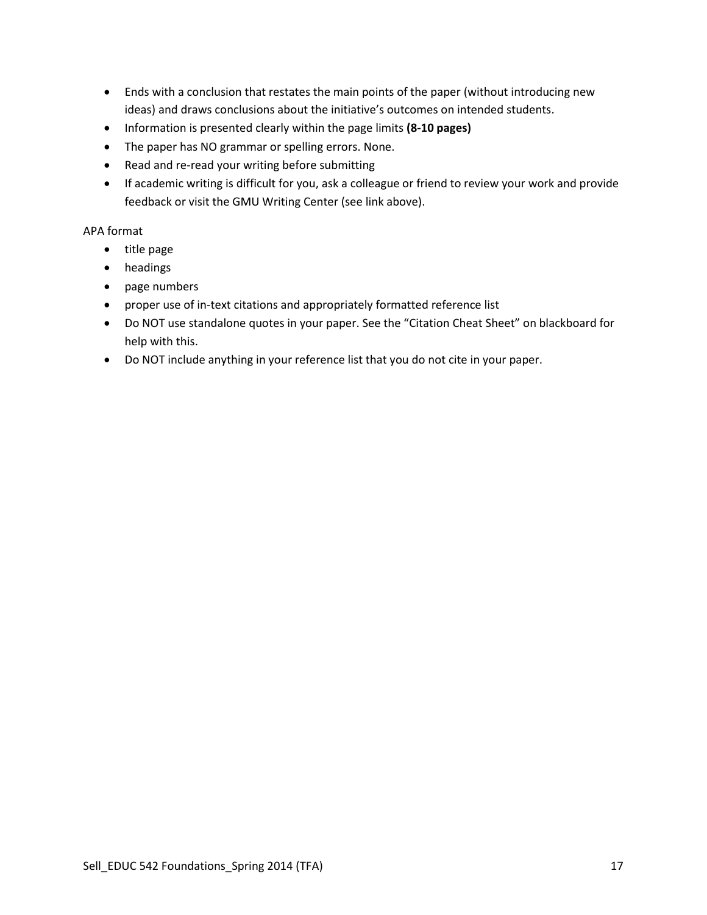- Ends with a conclusion that restates the main points of the paper (without introducing new ideas) and draws conclusions about the initiative's outcomes on intended students.
- Information is presented clearly within the page limits **(8-10 pages)**
- The paper has NO grammar or spelling errors. None.
- Read and re-read your writing before submitting
- If academic writing is difficult for you, ask a colleague or friend to review your work and provide feedback or visit the GMU Writing Center (see link above).

APA format

- title page
- headings
- page numbers
- proper use of in-text citations and appropriately formatted reference list
- Do NOT use standalone quotes in your paper. See the "Citation Cheat Sheet" on blackboard for help with this.
- Do NOT include anything in your reference list that you do not cite in your paper.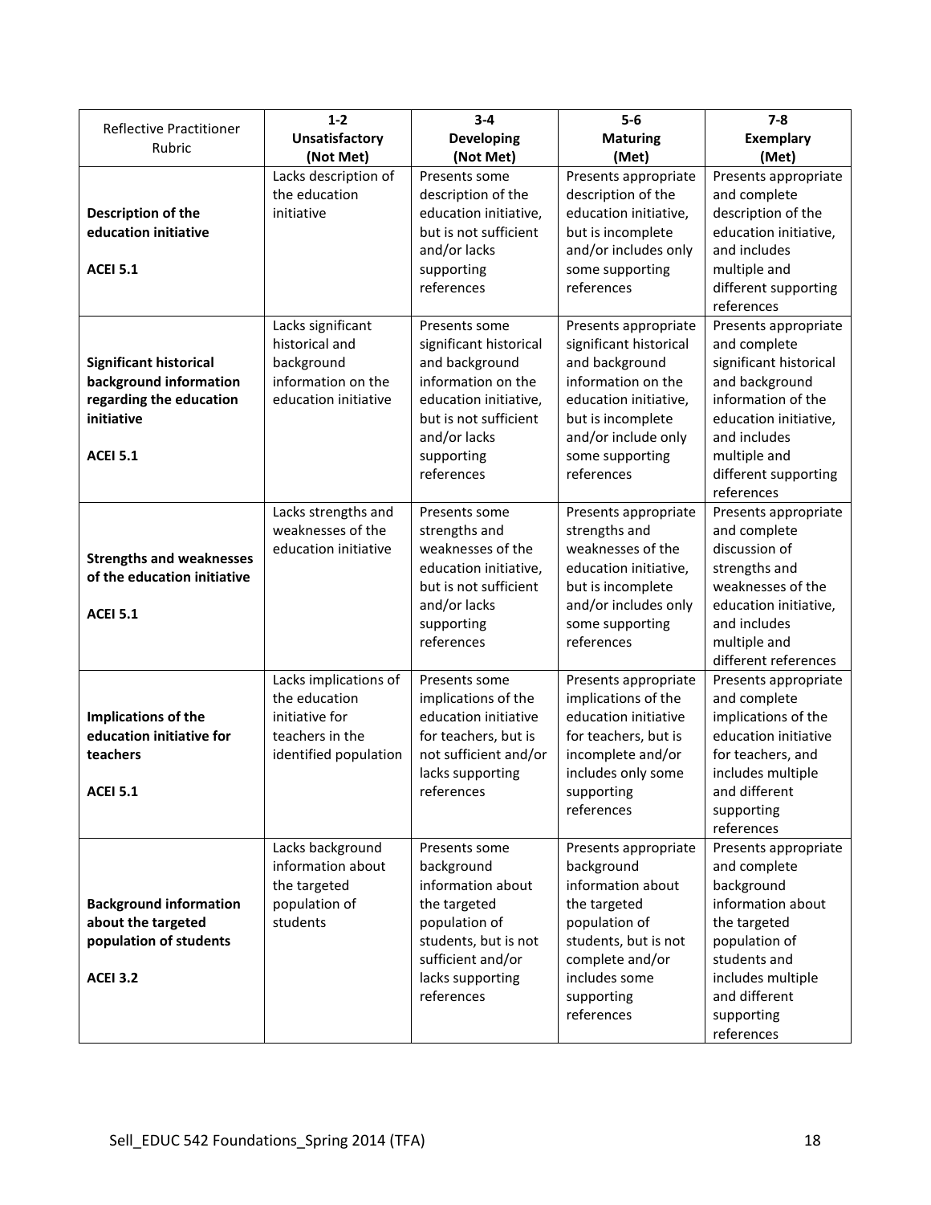| Reflective Practitioner Rubric | 1-2 **Unsatisfactory** **(Not Met)** | 3-4 **Developing** **(Not Met)** | 5-6 **Maturing** **(Met)** | 7-8 **Exemplary** **(Met)** |
|---|---|---|---|---|
| **Description of the education initiative** **ACEI 5.1** | Lacks description of the education initiative | Presents some description of the education initiative, but is not sufficient and/or lacks supporting references | Presents appropriate description of the education initiative, but is incomplete and/or includes only some supporting references | Presents appropriate and complete description of the education initiative, and includes multiple and different supporting references |
| **Significant historical background information regarding the education initiative** **ACEI 5.1** | Lacks significant historical and background information on the education initiative | Presents some significant historical and background information on the education initiative, but is not sufficient and/or lacks supporting references | Presents appropriate significant historical and background information on the education initiative, but is incomplete and/or include only some supporting references | Presents appropriate and complete significant historical and background information of the education initiative, and includes multiple and different supporting references |
| **Strengths and weaknesses of the education initiative** **ACEI 5.1** | Lacks strengths and weaknesses of the education initiative | Presents some strengths and weaknesses of the education initiative, but is not sufficient and/or lacks supporting references | Presents appropriate strengths and weaknesses of the education initiative, but is incomplete and/or includes only some supporting references | Presents appropriate and complete discussion of strengths and weaknesses of the education initiative, and includes multiple and different references |
| **Implications of the education initiative for teachers** **ACEI 5.1** | Lacks implications of the education initiative for teachers in the identified population | Presents some implications of the education initiative for teachers, but is not sufficient and/or lacks supporting references | Presents appropriate implications of the education initiative for teachers, but is incomplete and/or includes only some supporting references | Presents appropriate and complete implications of the education initiative for teachers, and includes multiple and different supporting references |
| **Background information about the targeted population of students** **ACEI 3.2** | Lacks background information about the targeted population of students | Presents some background information about the targeted population of students, but is not sufficient and/or lacks supporting references | Presents appropriate background information about the targeted population of students, but is not complete and/or includes some supporting references | Presents appropriate and complete background information about the targeted population of students and includes multiple and different supporting references |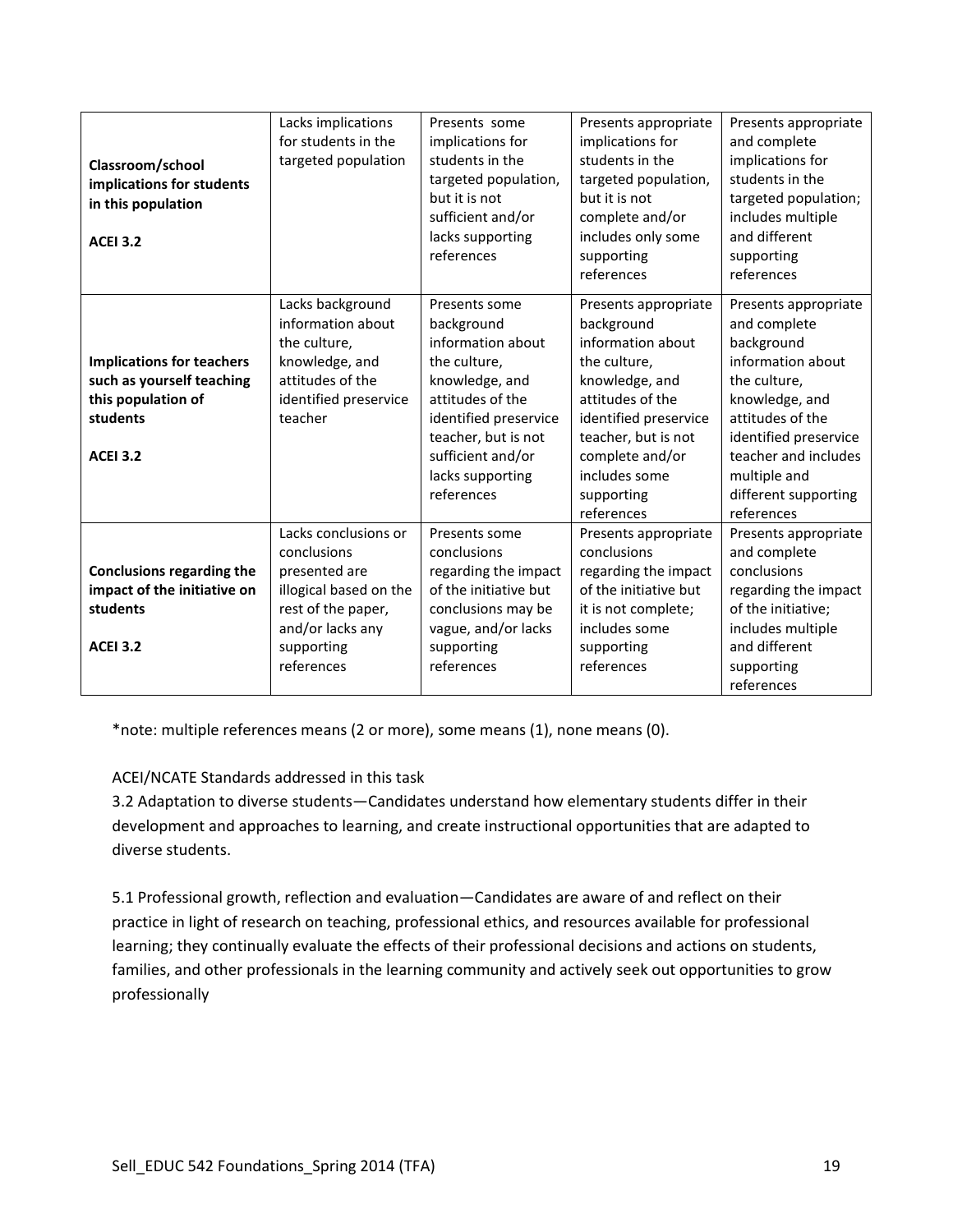| | | | | |
|---|---|---|---|---|
| **Classroom/school implications for students in this population**<br><br>**ACEI 3.2** | Lacks implications for students in the targeted population | Presents some implications for students in the targeted population, but it is not sufficient and/or lacks supporting references | Presents appropriate implications for students in the targeted population, but it is not complete and/or includes only some supporting references | Presents appropriate and complete implications for students in the targeted population; includes multiple and different supporting references |
| **Implications for teachers such as yourself teaching this population of students**<br><br>**ACEI 3.2** | Lacks background information about the culture, knowledge, and attitudes of the identified preservice teacher | Presents some background information about the culture, knowledge, and attitudes of the identified preservice teacher, but is not sufficient and/or lacks supporting references | Presents appropriate background information about the culture, knowledge, and attitudes of the identified preservice teacher, but is not complete and/or includes some supporting references | Presents appropriate and complete background information about the culture, knowledge, and attitudes of the identified preservice teacher and includes multiple and different supporting references |
| **Conclusions regarding the impact of the initiative on students**<br><br>**ACEI 3.2** | Lacks conclusions or conclusions presented are illogical based on the rest of the paper, and/or lacks any supporting references | Presents some conclusions regarding the impact of the initiative but conclusions may be vague, and/or lacks supporting references | Presents appropriate conclusions regarding the impact of the initiative but it is not complete; includes some supporting references | Presents appropriate and complete conclusions regarding the impact of the initiative; includes multiple and different supporting references |

*note: multiple references means (2 or more), some means (1), none means (0).

ACEI/NCATE Standards addressed in this task

3.2 Adaptation to diverse students—Candidates understand how elementary students differ in their development and approaches to learning, and create instructional opportunities that are adapted to diverse students.

5.1 Professional growth, reflection and evaluation—Candidates are aware of and reflect on their practice in light of research on teaching, professional ethics, and resources available for professional learning; they continually evaluate the effects of their professional decisions and actions on students, families, and other professionals in the learning community and actively seek out opportunities to grow professionally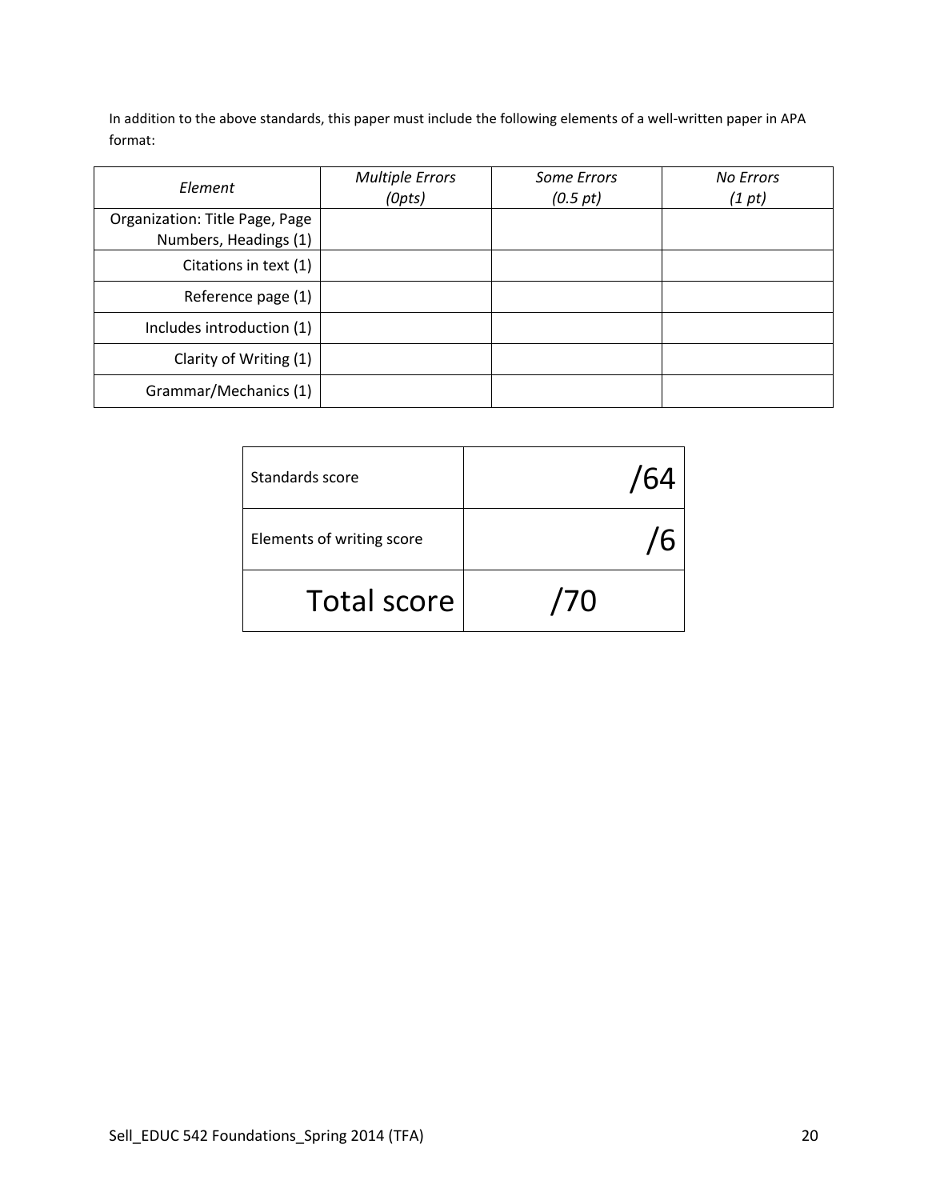In addition to the above standards, this paper must include the following elements of a well-written paper in APA format:

| *Element* | *Multiple Errors (0pts)* | *Some Errors (0.5 pt)* | *No Errors (1 pt)* |
|---|---|---|---|
| Organization: Title Page, Page Numbers, Headings (1) | | | |
| Citations in text (1) | | | |
| Reference page (1) | | | |
| Includes introduction (1) | | | |
| Clarity of Writing (1) | | | |
| Grammar/Mechanics (1) | | | |

| | |
|---|---|
| Standards score | /64 |
| Elements of writing score | /6 |
| Total score | /70 |